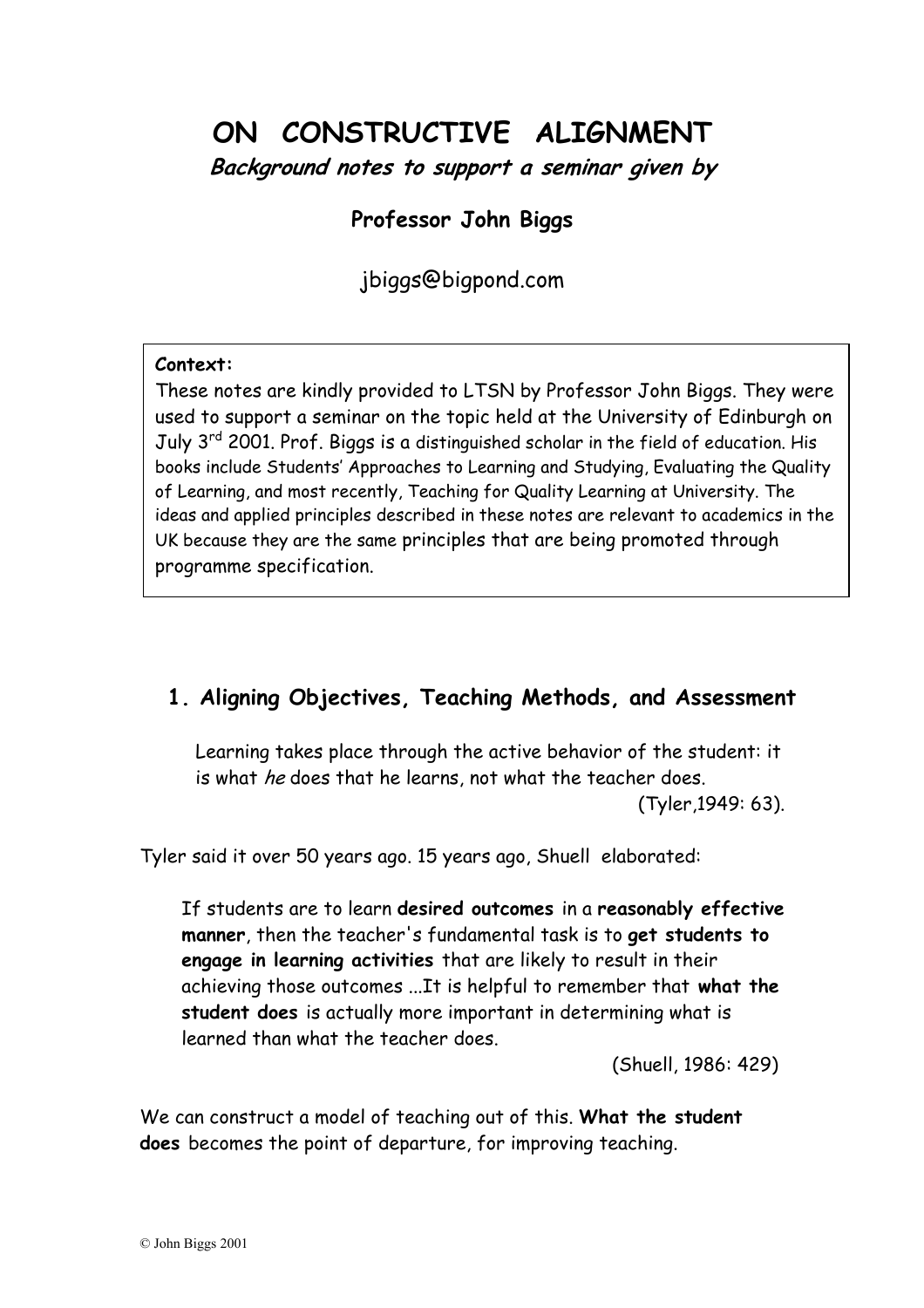# ON CONSTRUCTIVE ALIGNMENT

***Background notes to support a seminar given by***

**Professor John Biggs**

jbiggs@bigpond.com

> **Context:**
> These notes are kindly provided to LTSN by Professor John Biggs. They were used to support a seminar on the topic held at the University of Edinburgh on July 3rd 2001. Prof. Biggs is a distinguished scholar in the field of education. His books include Students' Approaches to Learning and Studying, Evaluating the Quality of Learning, and most recently, Teaching for Quality Learning at University. The ideas and applied principles described in these notes are relevant to academics in the UK because they are the same principles that are being promoted through programme specification.

## 1. Aligning Objectives, Teaching Methods, and Assessment

> Learning takes place through the active behavior of the student: it is what *he* does that he learns, not what the teacher does.
>
> (Tyler,1949: 63).

Tyler said it over 50 years ago. 15 years ago, Shuell elaborated:

> If students are to learn **desired outcomes** in a **reasonably effective manner**, then the teacher's fundamental task is to **get students to engage in learning activities** that are likely to result in their achieving those outcomes ...It is helpful to remember that **what the student does** is actually more important in determining what is learned than what the teacher does.
>
> (Shuell, 1986: 429)

We can construct a model of teaching out of this. **What the student does** becomes the point of departure, for improving teaching.

© John Biggs 2001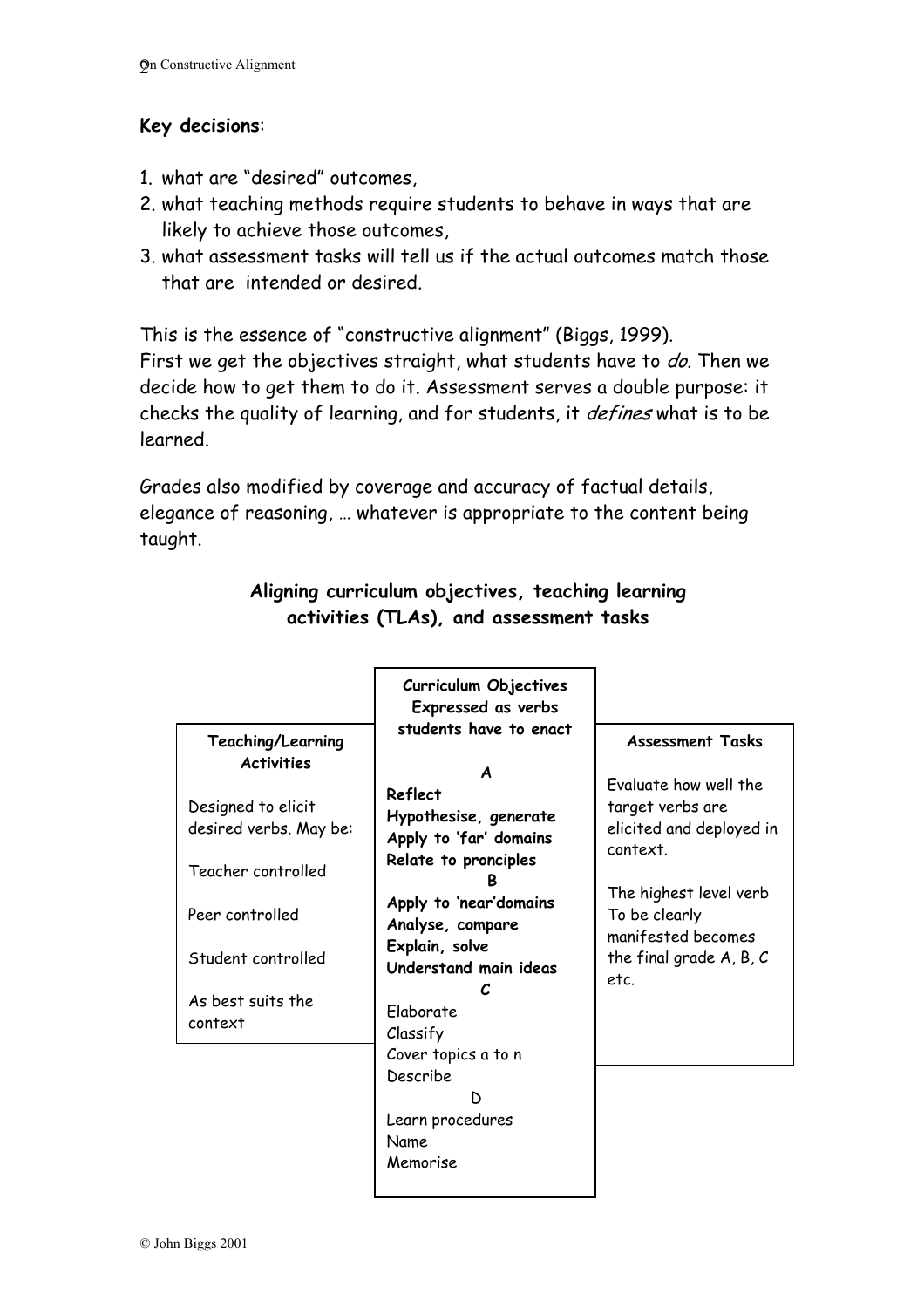**Key decisions**:

1. what are "desired" outcomes,
2. what teaching methods require students to behave in ways that are likely to achieve those outcomes,
3. what assessment tasks will tell us if the actual outcomes match those that are intended or desired.

This is the essence of "constructive alignment" (Biggs, 1999).
First we get the objectives straight, what students have to *do*. Then we decide how to get them to do it. Assessment serves a double purpose: it checks the quality of learning, and for students, it *defines* what is to be learned.

Grades also modified by coverage and accuracy of factual details, elegance of reasoning, … whatever is appropriate to the content being taught.

**Aligning curriculum objectives, teaching learning activities (TLAs), and assessment tasks**

| **Teaching/Learning Activities** | **Curriculum Objectives Expressed as verbs students have to enact** | **Assessment Tasks** |
|---|---|---|
| Designed to elicit desired verbs. May be:<br><br>Teacher controlled<br><br>Peer controlled<br><br>Student controlled<br><br>As best suits the context | ***A***<br>**Reflect**<br>**Hypothesise, generate**<br>**Apply to 'far' domains**<br>**Relate to pronciples**<br>**B**<br>**Apply to 'near'domains**<br>**Analyse, compare**<br>**Explain, solve**<br>**Understand main ideas**<br>***C***<br>Elaborate<br>Classify<br>Cover topics a to n<br>Describe<br>D<br>Learn procedures<br>Name<br>Memorise | Evaluate how well the target verbs are elicited and deployed in context.<br><br>The highest level verb To be clearly manifested becomes the final grade A, B, C etc. |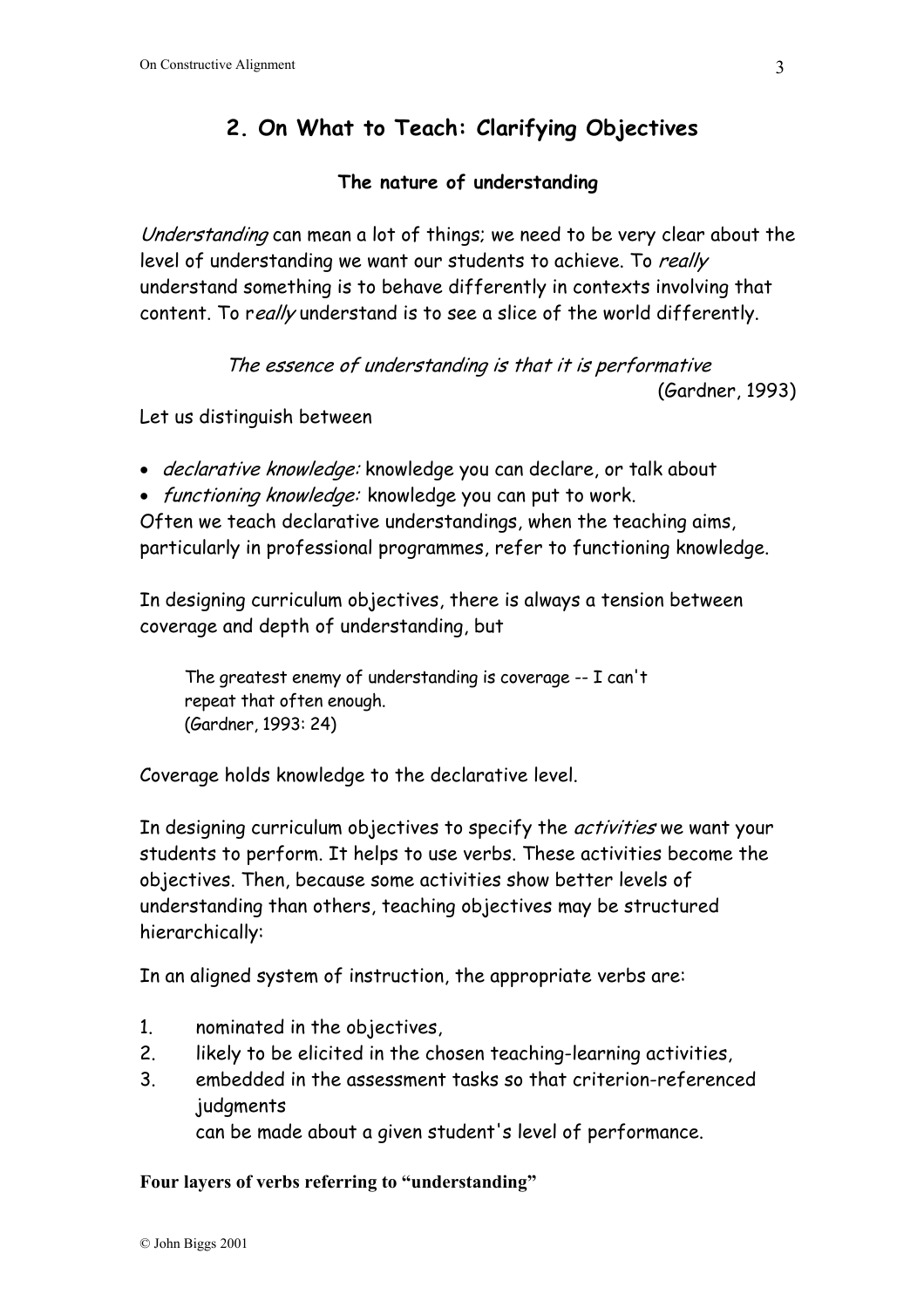## 2. On What to Teach: Clarifying Objectives

### The nature of understanding

*Understanding* can mean a lot of things; we need to be very clear about the level of understanding we want our students to achieve. To *really* understand something is to behave differently in contexts involving that content. To r*eally* understand is to see a slice of the world differently.

> *The essence of understanding is that it is performative*
> (Gardner, 1993)

Let us distinguish between

- *declarative knowledge:* knowledge you can declare, or talk about
- *functioning knowledge:* knowledge you can put to work.

Often we teach declarative understandings, when the teaching aims, particularly in professional programmes, refer to functioning knowledge.

In designing curriculum objectives, there is always a tension between coverage and depth of understanding, but

> The greatest enemy of understanding is coverage -- I can't repeat that often enough.
> (Gardner, 1993: 24)

Coverage holds knowledge to the declarative level.

In designing curriculum objectives to specify the *activities* we want your students to perform. It helps to use verbs. These activities become the objectives. Then, because some activities show better levels of understanding than others, teaching objectives may be structured hierarchically:

In an aligned system of instruction, the appropriate verbs are:

1. nominated in the objectives,
2. likely to be elicited in the chosen teaching-learning activities,
3. embedded in the assessment tasks so that criterion-referenced judgments
   can be made about a given student's level of performance.

**Four layers of verbs referring to "understanding"**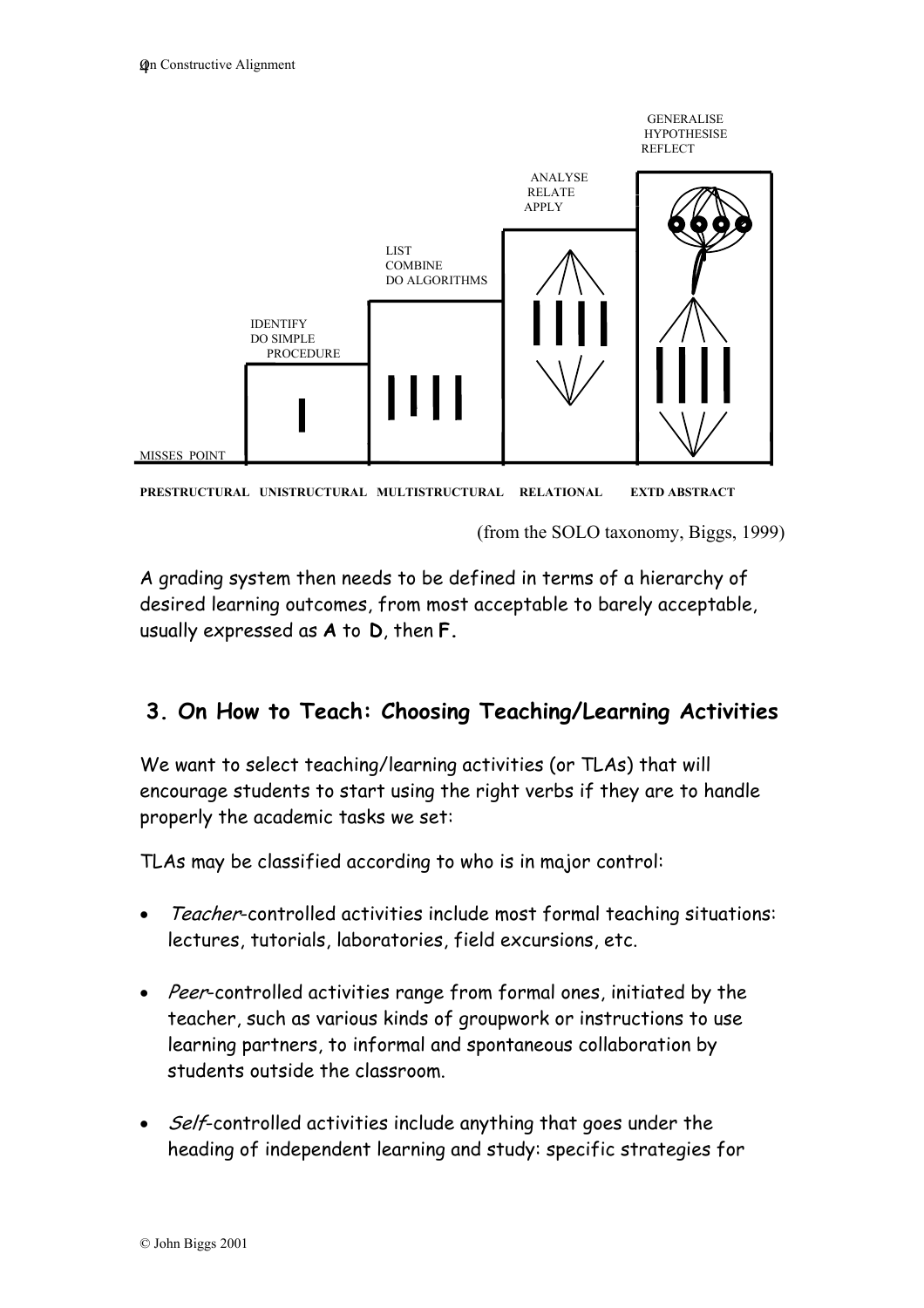GENERALISE
HYPOTHESISE
REFLECT

ANALYSE
RELATE
APPLY

LIST
COMBINE
DO ALGORITHMS

IDENTIFY
DO SIMPLE
PROCEDURE

MISSES POINT

**PRESTRUCTURAL UNISTRUCTURAL MULTISTRUCTURAL RELATIONAL EXTD ABSTRACT**

(from the SOLO taxonomy, Biggs, 1999)

A grading system then needs to be defined in terms of a hierarchy of desired learning outcomes, from most acceptable to barely acceptable, usually expressed as **A** to **D**, then **F.**

## 3. On How to Teach: Choosing Teaching/Learning Activities

We want to select teaching/learning activities (or TLAs) that will encourage students to start using the right verbs if they are to handle properly the academic tasks we set:

TLAs may be classified according to who is in major control:

- *Teacher*-controlled activities include most formal teaching situations: lectures, tutorials, laboratories, field excursions, etc.
- *Peer*-controlled activities range from formal ones, initiated by the teacher, such as various kinds of groupwork or instructions to use learning partners, to informal and spontaneous collaboration by students outside the classroom.
- *Self*-controlled activities include anything that goes under the heading of independent learning and study: specific strategies for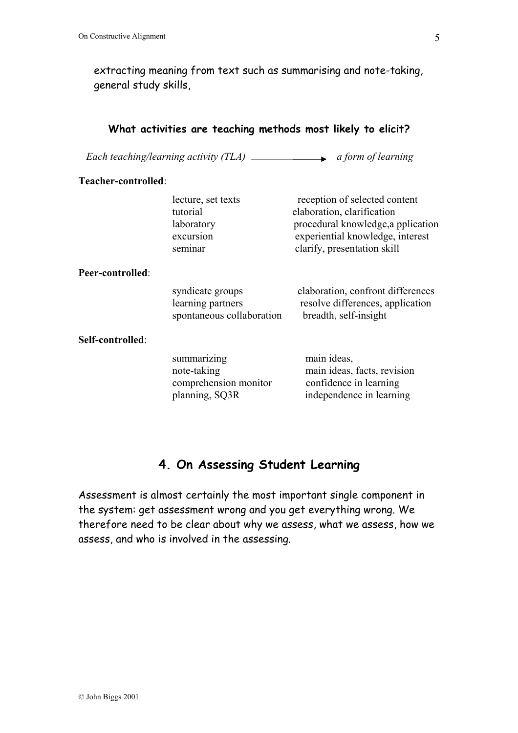extracting meaning from text such as summarising and note-taking, general study skills,

**What activities are teaching methods most likely to elicit?**

*Each teaching/learning activity (TLA)* ⟶ *a form of learning*

| | | |
|---|---|---|
| **Teacher-controlled**: | | |
| | lecture, set texts | reception of selected content |
| | tutorial | elaboration, clarification |
| | laboratory | procedural knowledge,a pplication |
| | excursion | experiential knowledge, interest |
| | seminar | clarify, presentation skill |
| **Peer-controlled**: | | |
| | syndicate groups | elaboration, confront differences |
| | learning partners | resolve differences, application |
| | spontaneous collaboration | breadth, self-insight |
| **Self-controlled**: | | |
| | summarizing | main ideas, |
| | note-taking | main ideas, facts, revision |
| | comprehension monitor | confidence in learning |
| | planning, SQ3R | independence in learning |

## 4. On Assessing Student Learning

Assessment is almost certainly the most important single component in the system: get assessment wrong and you get everything wrong. We therefore need to be clear about why we assess, what we assess, how we assess, and who is involved in the assessing.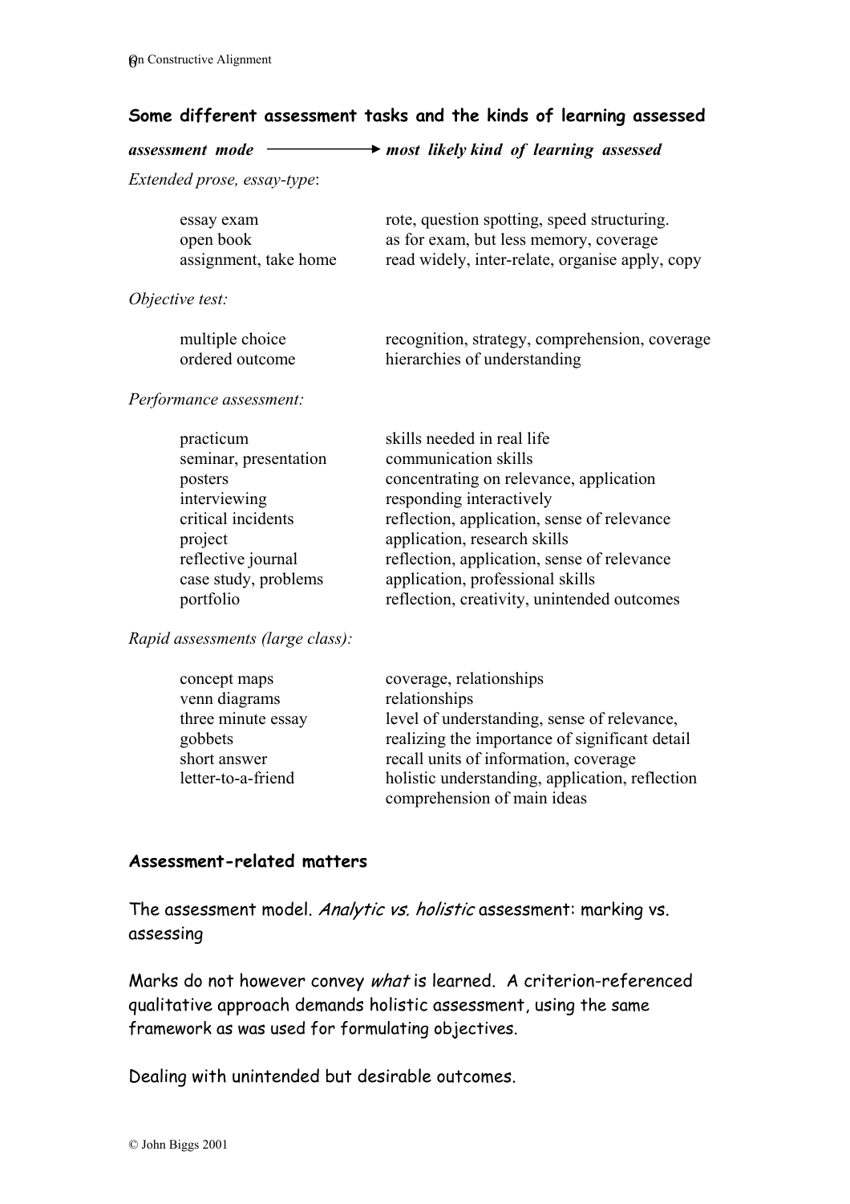### Some different assessment tasks and the kinds of learning assessed

| *assessment mode* | *most likely kind of learning assessed* |
|---|---|
| *Extended prose, essay-type*: | |
| essay exam | rote, question spotting, speed structuring. |
| open book | as for exam, but less memory, coverage |
| assignment, take home | read widely, inter-relate, organise apply, copy |
| *Objective test:* | |
| multiple choice | recognition, strategy, comprehension, coverage |
| ordered outcome | hierarchies of understanding |
| *Performance assessment:* | |
| practicum | skills needed in real life |
| seminar, presentation | communication skills |
| posters | concentrating on relevance, application |
| interviewing | responding interactively |
| critical incidents | reflection, application, sense of relevance |
| project | application, research skills |
| reflective journal | reflection, application, sense of relevance |
| case study, problems | application, professional skills |
| portfolio | reflection, creativity, unintended outcomes |
| *Rapid assessments (large class):* | |
| concept maps | coverage, relationships |
| venn diagrams | relationships |
| three minute essay | level of understanding, sense of relevance, |
| gobbets | realizing the importance of significant detail |
| short answer | recall units of information, coverage |
| letter-to-a-friend | holistic understanding, application, reflection comprehension of main ideas |

### Assessment-related matters

The assessment model. *Analytic vs. holistic* assessment: marking vs. assessing

Marks do not however convey *what* is learned. A criterion-referenced qualitative approach demands holistic assessment, using the same framework as was used for formulating objectives.

Dealing with unintended but desirable outcomes.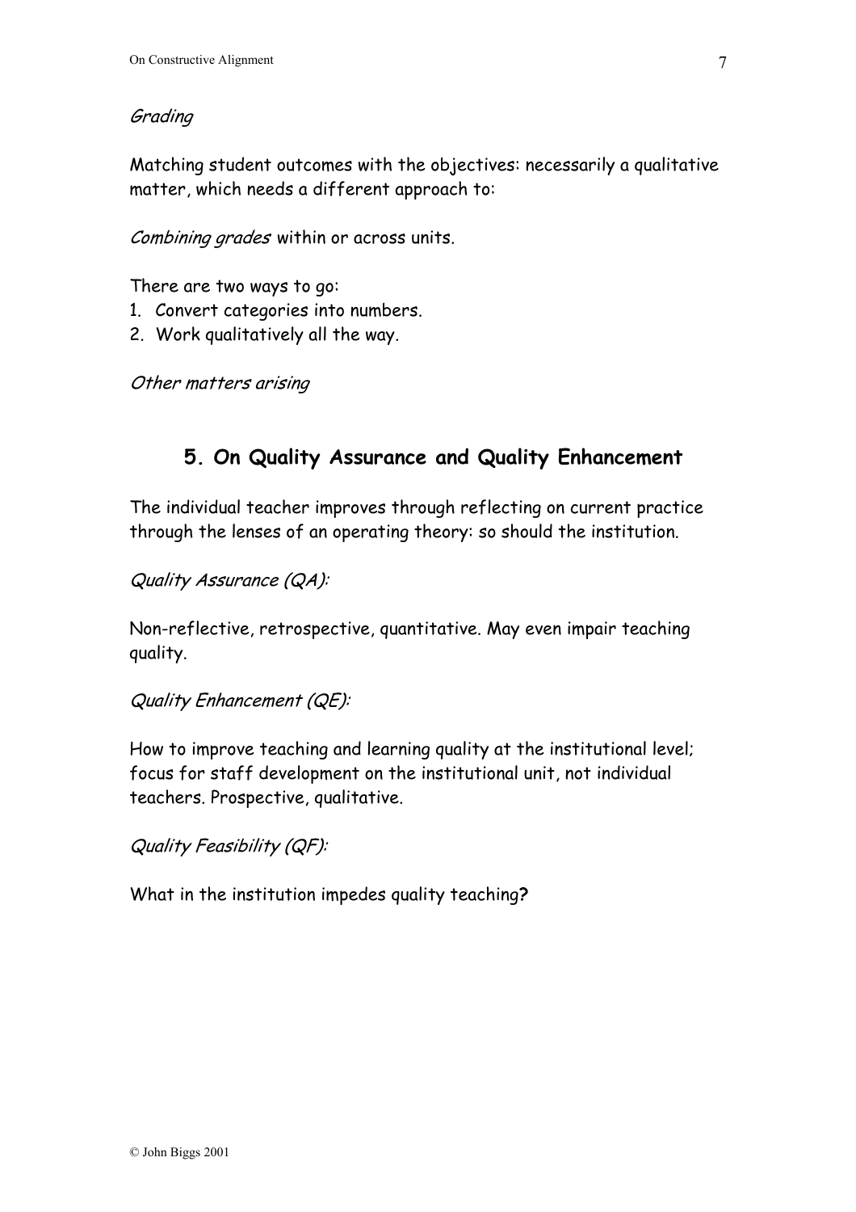*Grading*

Matching student outcomes with the objectives: necessarily a qualitative matter, which needs a different approach to:

*Combining grades* within or across units.

There are two ways to go:

1. Convert categories into numbers.
2. Work qualitatively all the way.

*Other matters arising*

## 5. On Quality Assurance and Quality Enhancement

The individual teacher improves through reflecting on current practice through the lenses of an operating theory: so should the institution.

*Quality Assurance (QA):*

Non-reflective, retrospective, quantitative. May even impair teaching quality.

*Quality Enhancement (QE):*

How to improve teaching and learning quality at the institutional level; focus for staff development on the institutional unit, not individual teachers. Prospective, qualitative.

*Quality Feasibility (QF):*

What in the institution impedes quality teaching**?**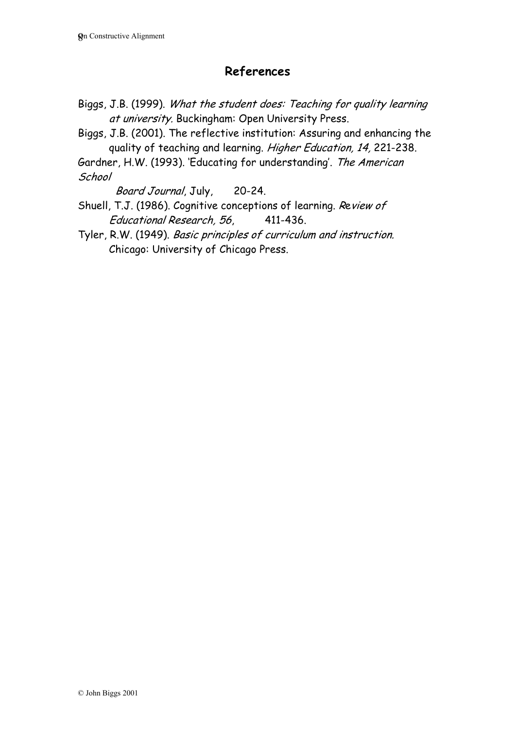# References

Biggs, J.B. (1999). *What the student does: Teaching for quality learning at university.* Buckingham: Open University Press.

Biggs, J.B. (2001). The reflective institution: Assuring and enhancing the quality of teaching and learning. *Higher Education, 14,* 221-238.

Gardner, H.W. (1993). 'Educating for understanding'. *The American School Board Journal*, July, 20-24.

Shuell, T.J. (1986). Cognitive conceptions of learning. *Review of Educational Research, 56*, 411-436.

Tyler, R.W. (1949). *Basic principles of curriculum and instruction.* Chicago: University of Chicago Press.

© John Biggs 2001